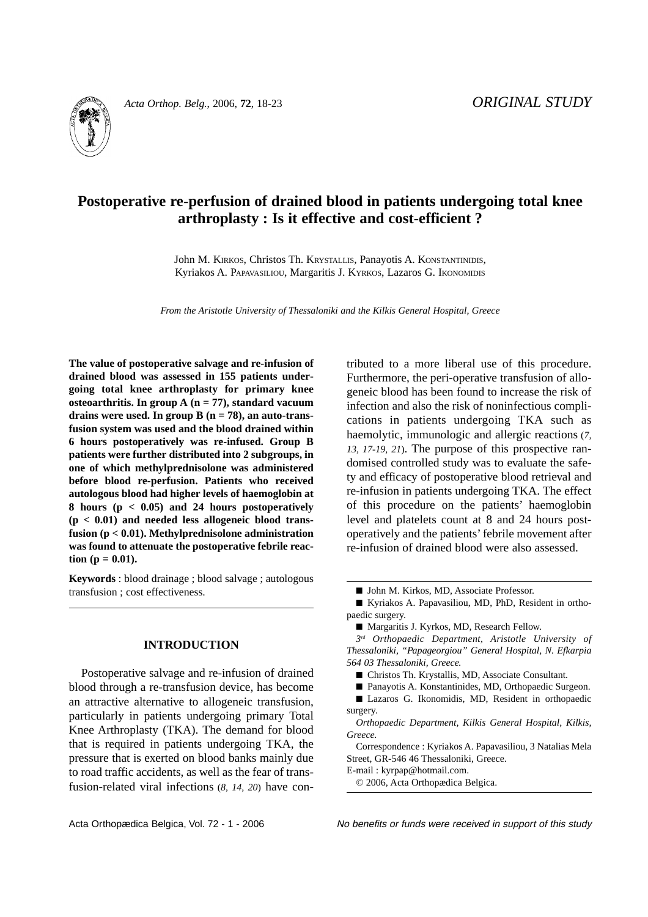ORIGINAL STUDY

# Postoperative re-perfusion of drained blood in patients undergoing total knee arthroplasty : Is it effective and cost-efficient ?

John M. KIRKOS, Christos Th. KRYSTALLIS, Panayotis A. KONSTANTINIDIS, Kyriakos A. PAPAVASILIOU, Margaritis J. KYRKOS, Lazaros G. IKONOMIDIS

*From the Aristotle University of Thessaloniki and the Kilkis General Hospital, Greece*

**The value of postoperative salvage and re-infusion of drained blood was assessed in 155 patients undergoing total knee arthroplasty for primary knee osteoarthritis. In group A (n = 77), standard vacuum drains were used. In group B (n = 78), an auto-transfusion system was used and the blood drained within 6 hours postoperatively was re-infused. Group B patients were further distributed into 2 subgroups, in one of which methylprednisolone was administered before blood re-perfusion. Patients who received autologous blood had higher levels of haemoglobin at 8 hours ($p < 0.05$) and 24 hours postoperatively ($p < 0.01$) and needed less allogeneic blood transfusion ($p < 0.01$). Methylprednisolone administration was found to attenuate the postoperative febrile reaction ($p = 0.01$).**

**Keywords** : blood drainage ; blood salvage ; autologous transfusion ; cost effectiveness.

## INTRODUCTION

Postoperative salvage and re-infusion of drained blood through a re-transfusion device, has become an attractive alternative to allogeneic transfusion, particularly in patients undergoing primary Total Knee Arthroplasty (TKA). The demand for blood that is required in patients undergoing TKA, the pressure that is exerted on blood banks mainly due to road traffic accidents, as well as the fear of transfusion-related viral infections (*8, 14, 20*) have contributed to a more liberal use of this procedure. Furthermore, the peri-operative transfusion of allogeneic blood has been found to increase the risk of infection and also the risk of noninfectious complications in patients undergoing TKA such as haemolytic, immunologic and allergic reactions (*7, 13, 17-19, 21*). The purpose of this prospective randomised controlled study was to evaluate the safety and efficacy of postoperative blood retrieval and re-infusion in patients undergoing TKA. The effect of this procedure on the patients' haemoglobin level and platelets count at 8 and 24 hours postoperatively and the patients' febrile movement after re-infusion of drained blood were also assessed.

---

■ John M. Kirkos, MD, Associate Professor.
■ Kyriakos A. Papavasiliou, MD, PhD, Resident in orthopaedic surgery.
■ Margaritis J. Kyrkos, MD, Research Fellow.
*3rd Orthopaedic Department, Aristotle University of Thessaloniki, "Papageorgiou" General Hospital, N. Efkarpia 564 03 Thessaloniki, Greece.*
■ Christos Th. Krystallis, MD, Associate Consultant.
■ Panayotis A. Konstantinides, MD, Orthopaedic Surgeon.
■ Lazaros G. Ikonomidis, MD, Resident in orthopaedic surgery.
*Orthopaedic Department, Kilkis General Hospital, Kilkis, Greece.*
Correspondence : Kyriakos A. Papavasiliou, 3 Natalias Mela Street, GR-546 46 Thessaloniki, Greece.
E-mail : kyrpap@hotmail.com.
© 2006, Acta Orthopædica Belgica.

*No benefits or funds were received in support of this study*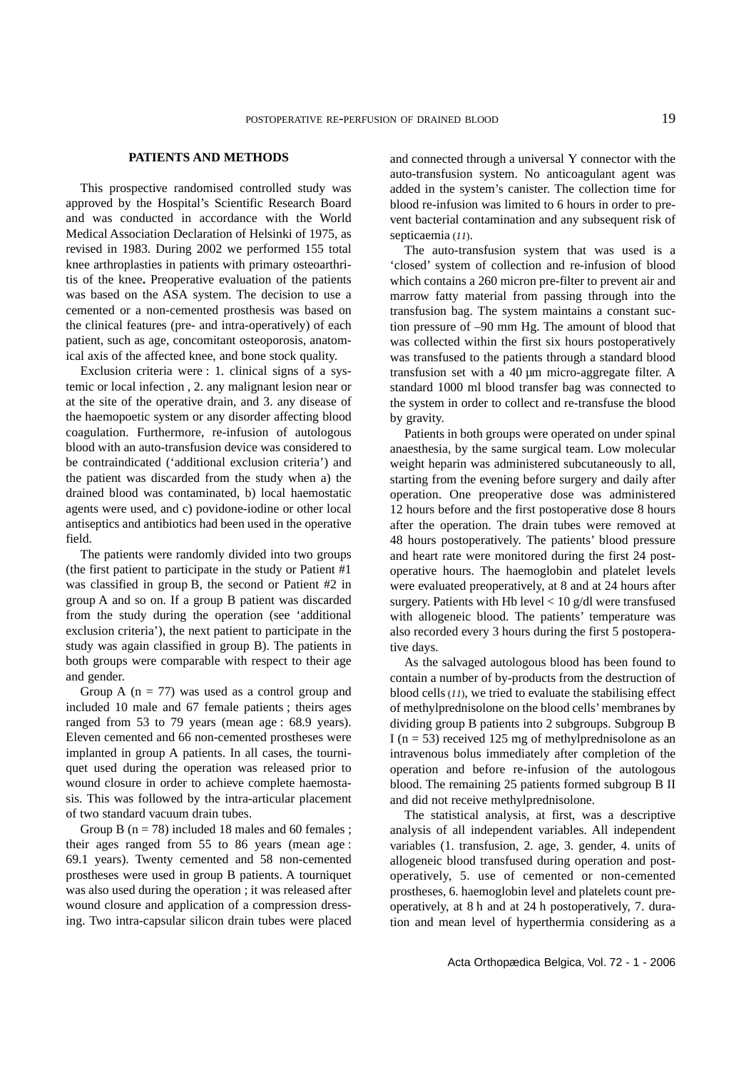## PATIENTS AND METHODS

This prospective randomised controlled study was approved by the Hospital's Scientific Research Board and was conducted in accordance with the World Medical Association Declaration of Helsinki of 1975, as revised in 1983. During 2002 we performed 155 total knee arthroplasties in patients with primary osteoarthritis of the knee**.** Preoperative evaluation of the patients was based on the ASA system. The decision to use a cemented or a non-cemented prosthesis was based on the clinical features (pre- and intra-operatively) of each patient, such as age, concomitant osteoporosis, anatomical axis of the affected knee, and bone stock quality.

Exclusion criteria were : 1. clinical signs of a systemic or local infection , 2. any malignant lesion near or at the site of the operative drain, and 3. any disease of the haemopoetic system or any disorder affecting blood coagulation. Furthermore, re-infusion of autologous blood with an auto-transfusion device was considered to be contraindicated ('additional exclusion criteria') and the patient was discarded from the study when a) the drained blood was contaminated, b) local haemostatic agents were used, and c) povidone-iodine or other local antiseptics and antibiotics had been used in the operative field.

The patients were randomly divided into two groups (the first patient to participate in the study or Patient #1 was classified in group B, the second or Patient #2 in group A and so on. If a group B patient was discarded from the study during the operation (see 'additional exclusion criteria'), the next patient to participate in the study was again classified in group B). The patients in both groups were comparable with respect to their age and gender.

Group A (n = 77) was used as a control group and included 10 male and 67 female patients ; theirs ages ranged from 53 to 79 years (mean age : 68.9 years). Eleven cemented and 66 non-cemented prostheses were implanted in group A patients. In all cases, the tourniquet used during the operation was released prior to wound closure in order to achieve complete haemostasis. This was followed by the intra-articular placement of two standard vacuum drain tubes.

Group B (n = 78) included 18 males and 60 females ; their ages ranged from 55 to 86 years (mean age : 69.1 years). Twenty cemented and 58 non-cemented prostheses were used in group B patients. A tourniquet was also used during the operation ; it was released after wound closure and application of a compression dressing. Two intra-capsular silicon drain tubes were placed and connected through a universal Y connector with the auto-transfusion system. No anticoagulant agent was added in the system's canister. The collection time for blood re-infusion was limited to 6 hours in order to prevent bacterial contamination and any subsequent risk of septicaemia (*11*).

The auto-transfusion system that was used is a 'closed' system of collection and re-infusion of blood which contains a 260 micron pre-filter to prevent air and marrow fatty material from passing through into the transfusion bag. The system maintains a constant suction pressure of –90 mm Hg. The amount of blood that was collected within the first six hours postoperatively was transfused to the patients through a standard blood transfusion set with a 40 μm micro-aggregate filter. A standard 1000 ml blood transfer bag was connected to the system in order to collect and re-transfuse the blood by gravity.

Patients in both groups were operated on under spinal anaesthesia, by the same surgical team. Low molecular weight heparin was administered subcutaneously to all, starting from the evening before surgery and daily after operation. One preoperative dose was administered 12 hours before and the first postoperative dose 8 hours after the operation. The drain tubes were removed at 48 hours postoperatively. The patients' blood pressure and heart rate were monitored during the first 24 postoperative hours. The haemoglobin and platelet levels were evaluated preoperatively, at 8 and at 24 hours after surgery. Patients with Hb level < 10 g/dl were transfused with allogeneic blood. The patients' temperature was also recorded every 3 hours during the first 5 postoperative days.

As the salvaged autologous blood has been found to contain a number of by-products from the destruction of blood cells (*11*), we tried to evaluate the stabilising effect of methylprednisolone on the blood cells' membranes by dividing group B patients into 2 subgroups. Subgroup B I (n = 53) received 125 mg of methylprednisolone as an intravenous bolus immediately after completion of the operation and before re-infusion of the autologous blood. The remaining 25 patients formed subgroup B II and did not receive methylprednisolone.

The statistical analysis, at first, was a descriptive analysis of all independent variables. All independent variables (1. transfusion, 2. age, 3. gender, 4. units of allogeneic blood transfused during operation and postoperatively, 5. use of cemented or non-cemented prostheses, 6. haemoglobin level and platelets count preoperatively, at 8 h and at 24 h postoperatively, 7. duration and mean level of hyperthermia considering as a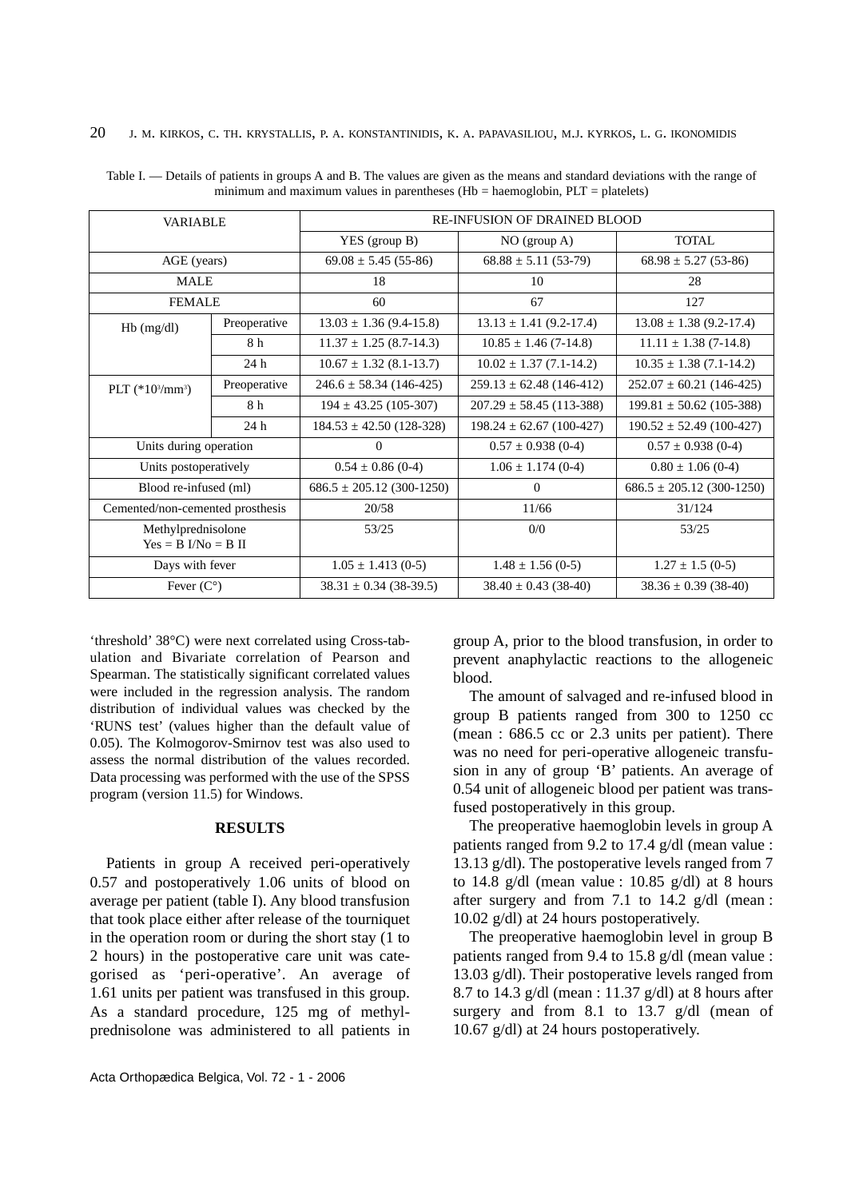Table I. — Details of patients in groups A and B. The values are given as the means and standard deviations with the range of minimum and maximum values in parentheses (Hb = haemoglobin, PLT = platelets)

| VARIABLE | | RE-INFUSION OF DRAINED BLOOD | | |
|---|---|---|---|---|
| | | YES (group B) | NO (group A) | TOTAL |
| AGE (years) | | 69.08 ± 5.45 (55-86) | 68.88 ± 5.11 (53-79) | 68.98 ± 5.27 (53-86) |
| MALE | | 18 | 10 | 28 |
| FEMALE | | 60 | 67 | 127 |
| Hb (mg/dl) | Preoperative | 13.03 ± 1.36 (9.4-15.8) | 13.13 ± 1.41 (9.2-17.4) | 13.08 ± 1.38 (9.2-17.4) |
| | 8 h | 11.37 ± 1.25 (8.7-14.3) | 10.85 ± 1.46 (7-14.8) | 11.11 ± 1.38 (7-14.8) |
| | 24 h | 10.67 ± 1.32 (8.1-13.7) | 10.02 ± 1.37 (7.1-14.2) | 10.35 ± 1.38 (7.1-14.2) |
| PLT ($*10^3/mm^3$) | Preoperative | 246.6 ± 58.34 (146-425) | 259.13 ± 62.48 (146-412) | 252.07 ± 60.21 (146-425) |
| | 8 h | 194 ± 43.25 (105-307) | 207.29 ± 58.45 (113-388) | 199.81 ± 50.62 (105-388) |
| | 24 h | 184.53 ± 42.50 (128-328) | 198.24 ± 62.67 (100-427) | 190.52 ± 52.49 (100-427) |
| Units during operation | | 0 | 0.57 ± 0.938 (0-4) | 0.57 ± 0.938 (0-4) |
| Units postoperatively | | 0.54 ± 0.86 (0-4) | 1.06 ± 1.174 (0-4) | 0.80 ± 1.06 (0-4) |
| Blood re-infused (ml) | | 686.5 ± 205.12 (300-1250) | 0 | 686.5 ± 205.12 (300-1250) |
| Cemented/non-cemented prosthesis | | 20/58 | 11/66 | 31/124 |
| Methylprednisolone Yes = B I/No = B II | | 53/25 | 0/0 | 53/25 |
| Days with fever | | 1.05 ± 1.413 (0-5) | 1.48 ± 1.56 (0-5) | 1.27 ± 1.5 (0-5) |
| Fever (C°) | | 38.31 ± 0.34 (38-39.5) | 38.40 ± 0.43 (38-40) | 38.36 ± 0.39 (38-40) |

'threshold' 38°C) were next correlated using Cross-tabulation and Bivariate correlation of Pearson and Spearman. The statistically significant correlated values were included in the regression analysis. The random distribution of individual values was checked by the 'RUNS test' (values higher than the default value of 0.05). The Kolmogorov-Smirnov test was also used to assess the normal distribution of the values recorded. Data processing was performed with the use of the SPSS program (version 11.5) for Windows.

## RESULTS

Patients in group A received peri-operatively 0.57 and postoperatively 1.06 units of blood on average per patient (table I). Any blood transfusion that took place either after release of the tourniquet in the operation room or during the short stay (1 to 2 hours) in the postoperative care unit was categorised as 'peri-operative'. An average of 1.61 units per patient was transfused in this group. As a standard procedure, 125 mg of methylprednisolone was administered to all patients in group A, prior to the blood transfusion, in order to prevent anaphylactic reactions to the allogeneic blood.

The amount of salvaged and re-infused blood in group B patients ranged from 300 to 1250 cc (mean : 686.5 cc or 2.3 units per patient). There was no need for peri-operative allogeneic transfusion in any of group 'B' patients. An average of 0.54 unit of allogeneic blood per patient was transfused postoperatively in this group.

The preoperative haemoglobin levels in group A patients ranged from 9.2 to 17.4 g/dl (mean value : 13.13 g/dl). The postoperative levels ranged from 7 to 14.8 g/dl (mean value : 10.85 g/dl) at 8 hours after surgery and from 7.1 to 14.2 g/dl (mean : 10.02 g/dl) at 24 hours postoperatively.

The preoperative haemoglobin level in group B patients ranged from 9.4 to 15.8 g/dl (mean value : 13.03 g/dl). Their postoperative levels ranged from 8.7 to 14.3 g/dl (mean : 11.37 g/dl) at 8 hours after surgery and from 8.1 to 13.7 g/dl (mean of 10.67 g/dl) at 24 hours postoperatively.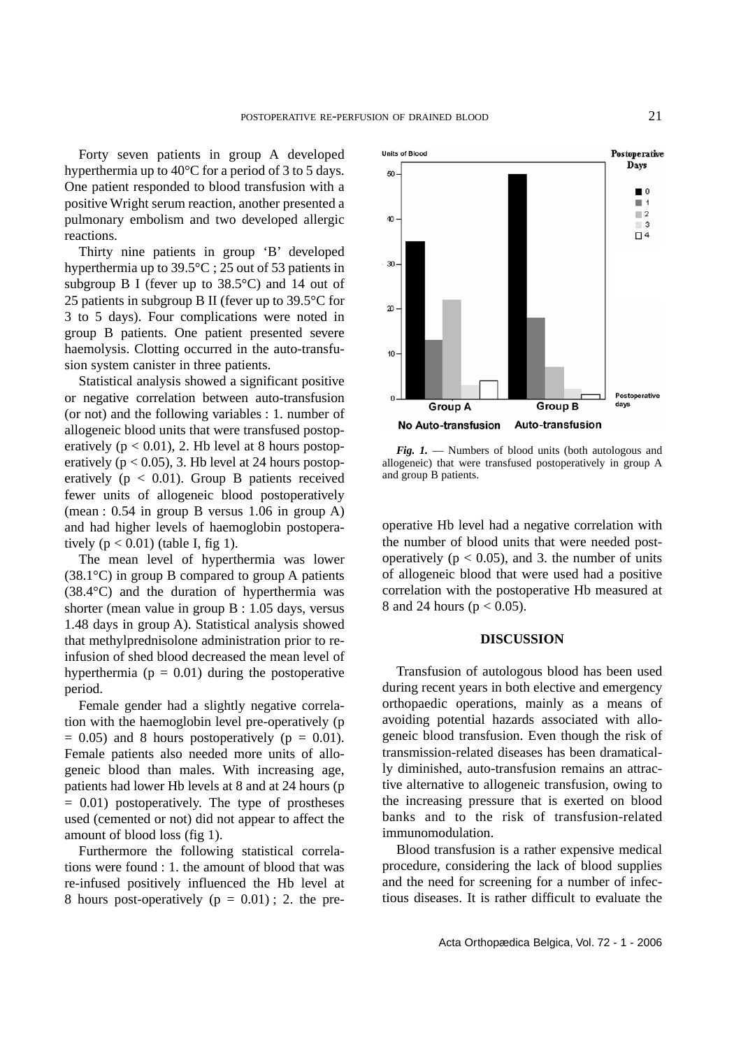Forty seven patients in group A developed hyperthermia up to 40°C for a period of 3 to 5 days. One patient responded to blood transfusion with a positive Wright serum reaction, another presented a pulmonary embolism and two developed allergic reactions.

Thirty nine patients in group 'B' developed hyperthermia up to 39.5°C ; 25 out of 53 patients in subgroup B I (fever up to 38.5°C) and 14 out of 25 patients in subgroup B II (fever up to 39.5°C for 3 to 5 days). Four complications were noted in group B patients. One patient presented severe haemolysis. Clotting occurred in the auto-transfusion system canister in three patients.

Statistical analysis showed a significant positive or negative correlation between auto-transfusion (or not) and the following variables : 1. number of allogeneic blood units that were transfused postoperatively ($p < 0.01$), 2. Hb level at 8 hours postoperatively ($p < 0.05$), 3. Hb level at 24 hours postoperatively ($p < 0.01$). Group B patients received fewer units of allogeneic blood postoperatively (mean : 0.54 in group B versus 1.06 in group A) and had higher levels of haemoglobin postoperatively ($p < 0.01$) (table I, fig 1).

The mean level of hyperthermia was lower (38.1°C) in group B compared to group A patients (38.4°C) and the duration of hyperthermia was shorter (mean value in group B : 1.05 days, versus 1.48 days in group A). Statistical analysis showed that methylprednisolone administration prior to re-infusion of shed blood decreased the mean level of hyperthermia ($p = 0.01$) during the postoperative period.

Female gender had a slightly negative correlation with the haemoglobin level pre-operatively ($p = 0.05$) and 8 hours postoperatively ($p = 0.01$). Female patients also needed more units of allogeneic blood than males. With increasing age, patients had lower Hb levels at 8 and at 24 hours ($p = 0.01$) postoperatively. The type of prostheses used (cemented or not) did not appear to affect the amount of blood loss (fig 1).

Furthermore the following statistical correlations were found : 1. the amount of blood that was re-infused positively influenced the Hb level at 8 hours post-operatively ($p = 0.01$) ; 2. the pre-operative Hb level had a negative correlation with the number of blood units that were needed post-operatively ($p < 0.05$), and 3. the number of units of allogeneic blood that were used had a positive correlation with the postoperative Hb measured at 8 and 24 hours ($p < 0.05$).

*Fig. 1.* — Numbers of blood units (both autologous and allogeneic) that were transfused postoperatively in group A and group B patients.

## DISCUSSION

Transfusion of autologous blood has been used during recent years in both elective and emergency orthopaedic operations, mainly as a means of avoiding potential hazards associated with allogeneic blood transfusion. Even though the risk of transmission-related diseases has been dramatically diminished, auto-transfusion remains an attractive alternative to allogeneic transfusion, owing to the increasing pressure that is exerted on blood banks and to the risk of transfusion-related immunomodulation.

Blood transfusion is a rather expensive medical procedure, considering the lack of blood supplies and the need for screening for a number of infectious diseases. It is rather difficult to evaluate the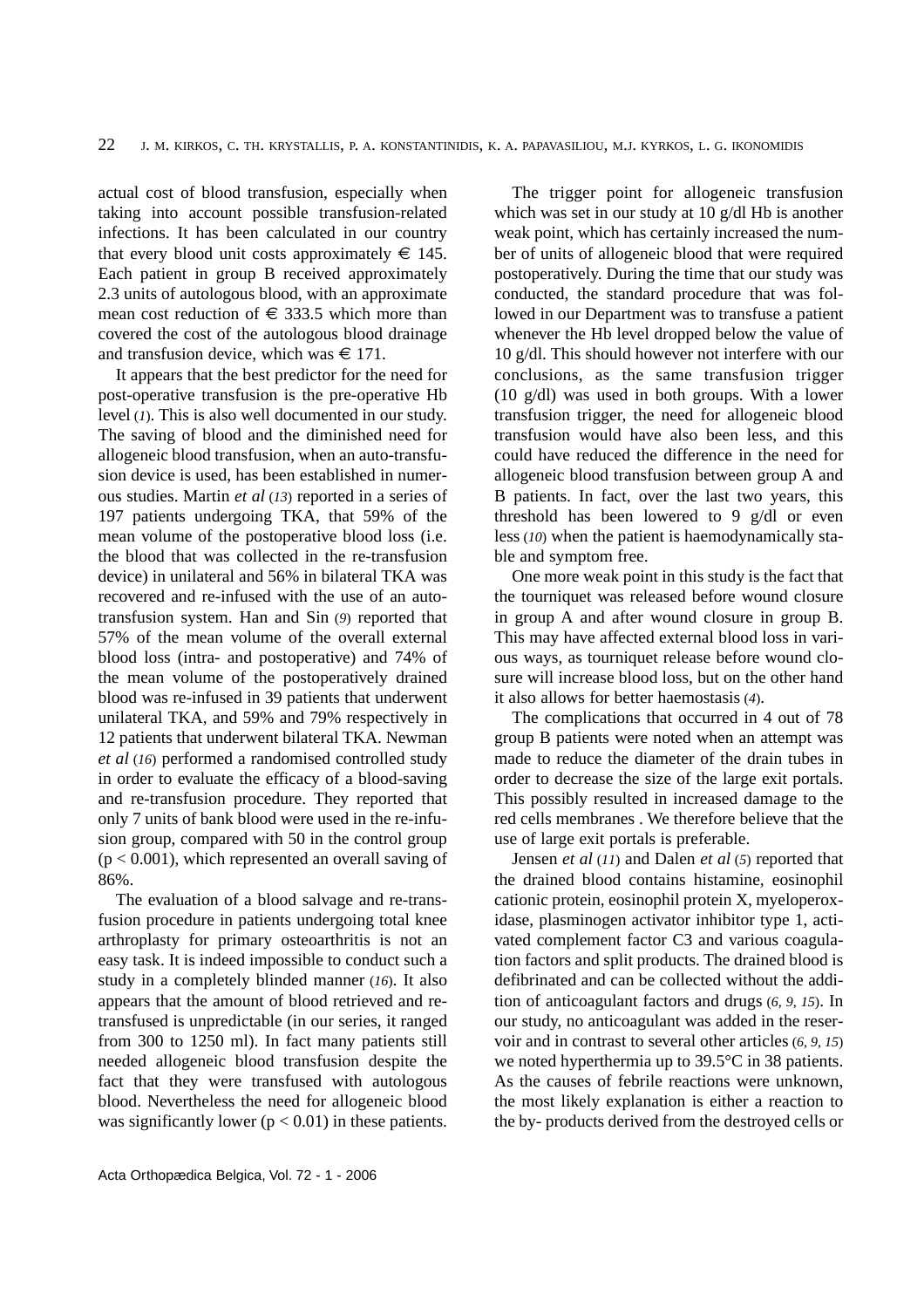actual cost of blood transfusion, especially when taking into account possible transfusion-related infections. It has been calculated in our country that every blood unit costs approximately € 145. Each patient in group B received approximately 2.3 units of autologous blood, with an approximate mean cost reduction of € 333.5 which more than covered the cost of the autologous blood drainage and transfusion device, which was € 171.

It appears that the best predictor for the need for post-operative transfusion is the pre-operative Hb level (*1*). This is also well documented in our study. The saving of blood and the diminished need for allogeneic blood transfusion, when an auto-transfusion device is used, has been established in numerous studies. Martin *et al* (*13*) reported in a series of 197 patients undergoing TKA, that 59% of the mean volume of the postoperative blood loss (i.e. the blood that was collected in the re-transfusion device) in unilateral and 56% in bilateral TKA was recovered and re-infused with the use of an auto-transfusion system. Han and Sin (*9*) reported that 57% of the mean volume of the overall external blood loss (intra- and postoperative) and 74% of the mean volume of the postoperatively drained blood was re-infused in 39 patients that underwent unilateral TKA, and 59% and 79% respectively in 12 patients that underwent bilateral TKA. Newman *et al* (*16*) performed a randomised controlled study in order to evaluate the efficacy of a blood-saving and re-transfusion procedure. They reported that only 7 units of bank blood were used in the re-infusion group, compared with 50 in the control group ($p < 0.001$), which represented an overall saving of 86%.

The evaluation of a blood salvage and re-transfusion procedure in patients undergoing total knee arthroplasty for primary osteoarthritis is not an easy task. It is indeed impossible to conduct such a study in a completely blinded manner (*16*). It also appears that the amount of blood retrieved and re-transfused is unpredictable (in our series, it ranged from 300 to 1250 ml). In fact many patients still needed allogeneic blood transfusion despite the fact that they were transfused with autologous blood. Nevertheless the need for allogeneic blood was significantly lower ($p < 0.01$) in these patients.

The trigger point for allogeneic transfusion which was set in our study at 10 g/dl Hb is another weak point, which has certainly increased the number of units of allogeneic blood that were required postoperatively. During the time that our study was conducted, the standard procedure that was followed in our Department was to transfuse a patient whenever the Hb level dropped below the value of 10 g/dl. This should however not interfere with our conclusions, as the same transfusion trigger (10 g/dl) was used in both groups. With a lower transfusion trigger, the need for allogeneic blood transfusion would have also been less, and this could have reduced the difference in the need for allogeneic blood transfusion between group A and B patients. In fact, over the last two years, this threshold has been lowered to 9 g/dl or even less (*10*) when the patient is haemodynamically stable and symptom free.

One more weak point in this study is the fact that the tourniquet was released before wound closure in group A and after wound closure in group B. This may have affected external blood loss in various ways, as tourniquet release before wound closure will increase blood loss, but on the other hand it also allows for better haemostasis (*4*).

The complications that occurred in 4 out of 78 group B patients were noted when an attempt was made to reduce the diameter of the drain tubes in order to decrease the size of the large exit portals. This possibly resulted in increased damage to the red cells membranes . We therefore believe that the use of large exit portals is preferable.

Jensen *et al* (*11*) and Dalen *et al* (*5*) reported that the drained blood contains histamine, eosinophil cationic protein, eosinophil protein X, myeloperoxidase, plasminogen activator inhibitor type 1, activated complement factor C3 and various coagulation factors and split products. The drained blood is defibrinated and can be collected without the addition of anticoagulant factors and drugs (*6, 9, 15*). In our study, no anticoagulant was added in the reservoir and in contrast to several other articles (*6, 9, 15*) we noted hyperthermia up to 39.5°C in 38 patients. As the causes of febrile reactions were unknown, the most likely explanation is either a reaction to the by- products derived from the destroyed cells or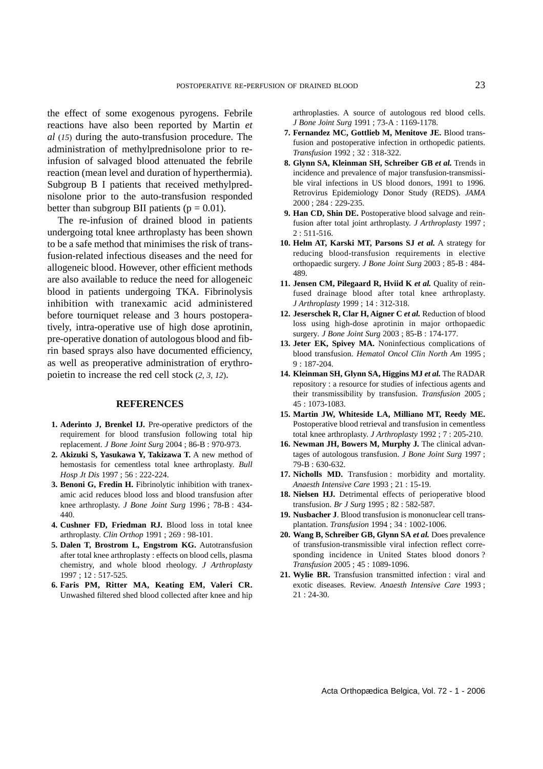the effect of some exogenous pyrogens. Febrile reactions have also been reported by Martin *et al* (*15*) during the auto-transfusion procedure. The administration of methylprednisolone prior to re-infusion of salvaged blood attenuated the febrile reaction (mean level and duration of hyperthermia). Subgroup B I patients that received methylprednisolone prior to the auto-transfusion responded better than subgroup BII patients ($p = 0.01$).

The re-infusion of drained blood in patients undergoing total knee arthroplasty has been shown to be a safe method that minimises the risk of transfusion-related infectious diseases and the need for allogeneic blood. However, other efficient methods are also available to reduce the need for allogeneic blood in patients undergoing TKA. Fibrinolysis inhibition with tranexamic acid administered before tourniquet release and 3 hours postoperatively, intra-operative use of high dose aprotinin, pre-operative donation of autologous blood and fibrin based sprays also have documented efficiency, as well as preoperative administration of erythropoietin to increase the red cell stock (*2, 3, 12*).

## REFERENCES

1. **Aderinto J, Brenkel IJ.** Pre-operative predictors of the requirement for blood transfusion following total hip replacement. *J Bone Joint Surg* 2004 ; 86-B : 970-973.
2. **Akizuki S, Yasukawa Y, Takizawa T.** A new method of hemostasis for cementless total knee arthroplasty. *Bull Hosp Jt Dis* 1997 ; 56 : 222-224.
3. **Benoni G, Fredin H.** Fibrinolytic inhibition with tranexamic acid reduces blood loss and blood transfusion after knee arthroplasty. *J Bone Joint Surg* 1996 ; 78-B : 434-440.
4. **Cushner FD, Friedman RJ.** Blood loss in total knee arthroplasty. *Clin Orthop* 1991 ; 269 : 98-101.
5. **Dalen T, Brostrom L, Engstrom KG.** Autotransfusion after total knee arthroplasty : effects on blood cells, plasma chemistry, and whole blood rheology. *J Arthroplasty* 1997 ; 12 : 517-525.
6. **Faris PM, Ritter MA, Keating EM, Valeri CR.** Unwashed filtered shed blood collected after knee and hip arthroplasties. A source of autologous red blood cells. *J Bone Joint Surg* 1991 ; 73-A : 1169-1178.
7. **Fernandez MC, Gottlieb M, Menitove JE.** Blood transfusion and postoperative infection in orthopedic patients. *Transfusion* 1992 ; 32 : 318-322.
8. **Glynn SA, Kleinman SH, Schreiber GB *et al.*** Trends in incidence and prevalence of major transfusion-transmissible viral infections in US blood donors, 1991 to 1996. Retrovirus Epidemiology Donor Study (REDS). *JAMA* 2000 ; 284 : 229-235.
9. **Han CD, Shin DE.** Postoperative blood salvage and reinfusion after total joint arthroplasty. *J Arthroplasty* 1997 ; 2 : 511-516.
10. **Helm AT, Karski MT, Parsons SJ *et al.*** A strategy for reducing blood-transfusion requirements in elective orthopaedic surgery. *J Bone Joint Surg* 2003 ; 85-B : 484-489.
11. **Jensen CM, Pilegaard R, Hviid K *et al.*** Quality of reinfused drainage blood after total knee arthroplasty. *J Arthroplasty* 1999 ; 14 : 312-318.
12. **Jeserschek R, Clar H, Aigner C *et al.*** Reduction of blood loss using high-dose aprotinin in major orthopaedic surgery. *J Bone Joint Surg* 2003 ; 85-B : 174-177.
13. **Jeter EK, Spivey MA.** Noninfectious complications of blood transfusion. *Hematol Oncol Clin North Am* 1995 ; 9 : 187-204.
14. **Kleinman SH, Glynn SA, Higgins MJ *et al.*** The RADAR repository : a resource for studies of infectious agents and their transmissibility by transfusion. *Transfusion* 2005 ; 45 : 1073-1083.
15. **Martin JW, Whiteside LA, Milliano MT, Reedy ME.** Postoperative blood retrieval and transfusion in cementless total knee arthroplasty. *J Arthroplasty* 1992 ; 7 : 205-210.
16. **Newman JH, Bowers M, Murphy J.** The clinical advantages of autologous transfusion. *J Bone Joint Surg* 1997 ; 79-B : 630-632.
17. **Nicholls MD.** Transfusion : morbidity and mortality. *Anaesth Intensive Care* 1993 ; 21 : 15-19.
18. **Nielsen HJ.** Detrimental effects of perioperative blood transfusion. *Br J Surg* 1995 ; 82 : 582-587.
19. **Nusbacher J**. Blood transfusion is mononuclear cell transplantation. *Transfusion* 1994 ; 34 : 1002-1006.
20. **Wang B, Schreiber GB, Glynn SA *et al.*** Does prevalence of transfusion-transmissible viral infection reflect corresponding incidence in United States blood donors ? *Transfusion* 2005 ; 45 : 1089-1096.
21. **Wylie BR.** Transfusion transmitted infection : viral and exotic diseases. Review. *Anaesth Intensive Care* 1993 ; 21 : 24-30.